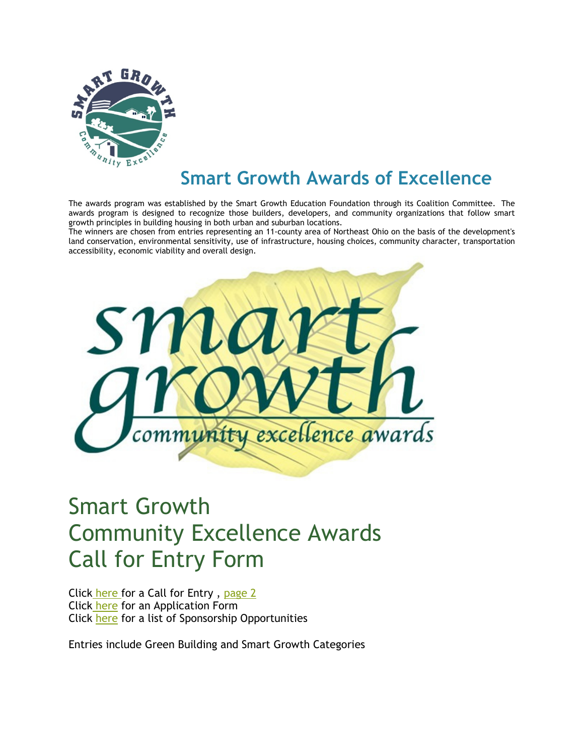# Smart Growth Awards of Excellence

The awards program was established by the Smart Growth Education Foundation through its Coalition Committee. The awards program is designed to recognize those builders, developers, and community organizations that follow smart growth principles in building housing in both urban and suburban locations.

The winners are chosen from entries representing an 11-county area of Northeast Ohio on the basis of the development's land conservation, environmental sensitivity, use of infrastructure, housing choices, community character, transportation accessibility, economic viability and overall design.

## Smart Growth Community Excellence Awards Call for Entry Form

Click here for a Call for Entry , page 2
Click here for an Application Form
Click here for a list of Sponsorship Opportunities

Entries include Green Building and Smart Growth Categories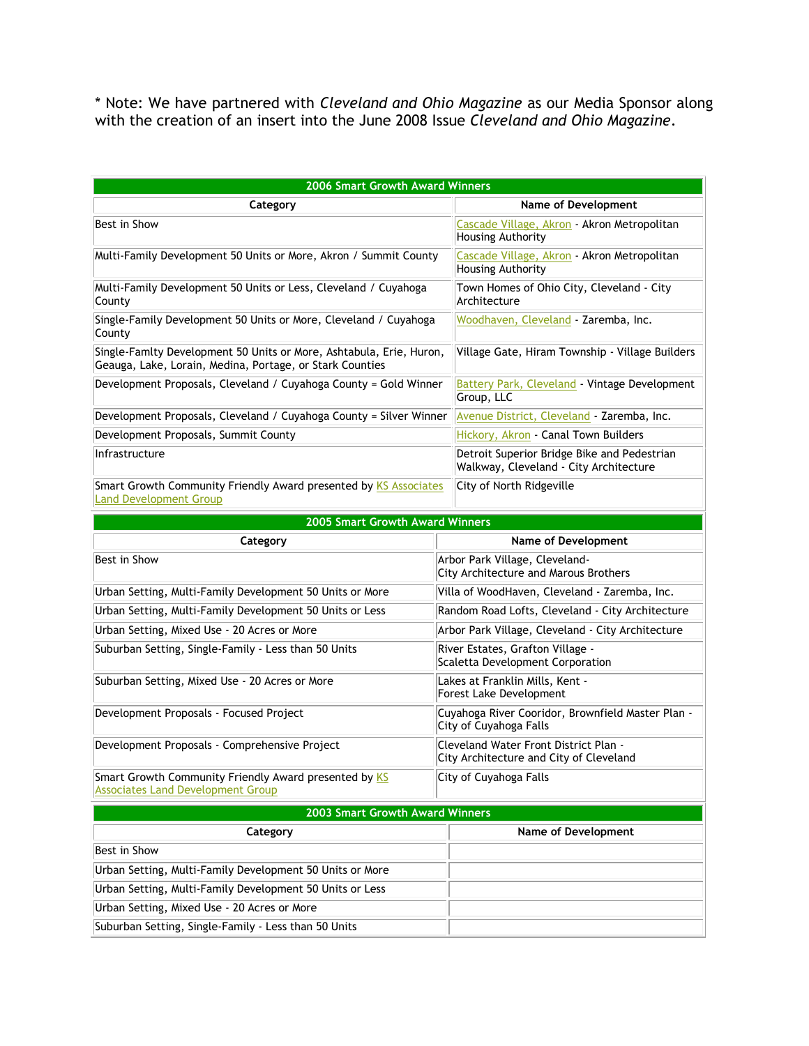* Note: We have partnered with *Cleveland and Ohio Magazine* as our Media Sponsor along with the creation of an insert into the June 2008 Issue *Cleveland and Ohio Magazine*.

| 2006 Smart Growth Award Winners | |
|---|---|
| **Category** | **Name of Development** |
| Best in Show | Cascade Village, Akron - Akron Metropolitan Housing Authority |
| Multi-Family Development 50 Units or More, Akron / Summit County | Cascade Village, Akron - Akron Metropolitan Housing Authority |
| Multi-Family Development 50 Units or Less, Cleveland / Cuyahoga County | Town Homes of Ohio City, Cleveland - City Architecture |
| Single-Family Development 50 Units or More, Cleveland / Cuyahoga County | Woodhaven, Cleveland - Zaremba, Inc. |
| Single-Famlty Development 50 Units or More, Ashtabula, Erie, Huron, Geauga, Lake, Lorain, Medina, Portage, or Stark Counties | Village Gate, Hiram Township - Village Builders |
| Development Proposals, Cleveland / Cuyahoga County = Gold Winner | Battery Park, Cleveland - Vintage Development Group, LLC |
| Development Proposals, Cleveland / Cuyahoga County = Silver Winner | Avenue District, Cleveland - Zaremba, Inc. |
| Development Proposals, Summit County | Hickory, Akron - Canal Town Builders |
| Infrastructure | Detroit Superior Bridge Bike and Pedestrian Walkway, Cleveland - City Architecture |
| Smart Growth Community Friendly Award presented by KS Associates Land Development Group | City of North Ridgeville |

| 2005 Smart Growth Award Winners | |
|---|---|
| **Category** | **Name of Development** |
| Best in Show | Arbor Park Village, Cleveland- City Architecture and Marous Brothers |
| Urban Setting, Multi-Family Development 50 Units or More | Villa of WoodHaven, Cleveland - Zaremba, Inc. |
| Urban Setting, Multi-Family Development 50 Units or Less | Random Road Lofts, Cleveland - City Architecture |
| Urban Setting, Mixed Use - 20 Acres or More | Arbor Park Village, Cleveland - City Architecture |
| Suburban Setting, Single-Family - Less than 50 Units | River Estates, Grafton Village - Scaletta Development Corporation |
| Suburban Setting, Mixed Use - 20 Acres or More | Lakes at Franklin Mills, Kent - Forest Lake Development |
| Development Proposals - Focused Project | Cuyahoga River Cooridor, Brownfield Master Plan - City of Cuyahoga Falls |
| Development Proposals - Comprehensive Project | Cleveland Water Front District Plan - City Architecture and City of Cleveland |
| Smart Growth Community Friendly Award presented by KS Associates Land Development Group | City of Cuyahoga Falls |

| 2003 Smart Growth Award Winners | |
|---|---|
| **Category** | **Name of Development** |
| Best in Show | |
| Urban Setting, Multi-Family Development 50 Units or More | |
| Urban Setting, Multi-Family Development 50 Units or Less | |
| Urban Setting, Mixed Use - 20 Acres or More | |
| Suburban Setting, Single-Family - Less than 50 Units | |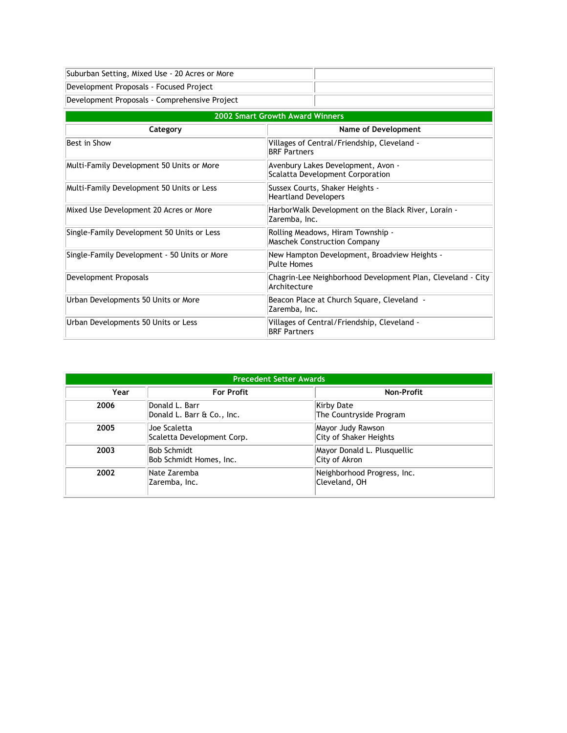| | |
|---|---|
| Suburban Setting, Mixed Use - 20 Acres or More | |
| Development Proposals - Focused Project | |
| Development Proposals - Comprehensive Project | |

**2002 Smart Growth Award Winners**

| Category | Name of Development |
|---|---|
| Best in Show | Villages of Central/Friendship, Cleveland - BRF Partners |
| Multi-Family Development 50 Units or More | Avenbury Lakes Development, Avon - Scalatta Development Corporation |
| Multi-Family Development 50 Units or Less | Sussex Courts, Shaker Heights - Heartland Developers |
| Mixed Use Development 20 Acres or More | HarborWalk Development on the Black River, Lorain - Zaremba, Inc. |
| Single-Family Development 50 Units or Less | Rolling Meadows, Hiram Township - Maschek Construction Company |
| Single-Family Development - 50 Units or More | New Hampton Development, Broadview Heights - Pulte Homes |
| Development Proposals | Chagrin-Lee Neighborhood Development Plan, Cleveland - City Architecture |
| Urban Developments 50 Units or More | Beacon Place at Church Square, Cleveland - Zaremba, Inc. |
| Urban Developments 50 Units or Less | Villages of Central/Friendship, Cleveland - BRF Partners |

**Precedent Setter Awards**

| Year | For Profit | Non-Profit |
|---|---|---|
| **2006** | Donald L. Barr<br>Donald L. Barr & Co., Inc. | Kirby Date<br>The Countryside Program |
| **2005** | Joe Scaletta<br>Scaletta Development Corp. | Mayor Judy Rawson<br>City of Shaker Heights |
| **2003** | Bob Schmidt<br>Bob Schmidt Homes, Inc. | Mayor Donald L. Plusquellic<br>City of Akron |
| **2002** | Nate Zaremba<br>Zaremba, Inc. | Neighborhood Progress, Inc.<br>Cleveland, OH |